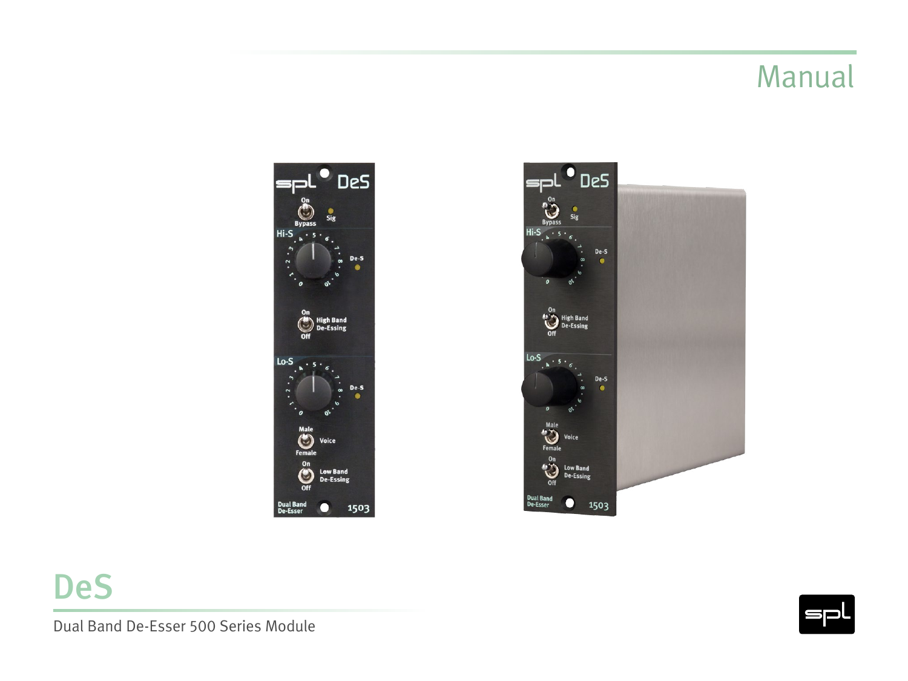Manual

# DeS

Dual Band De-Esser 500 Series Module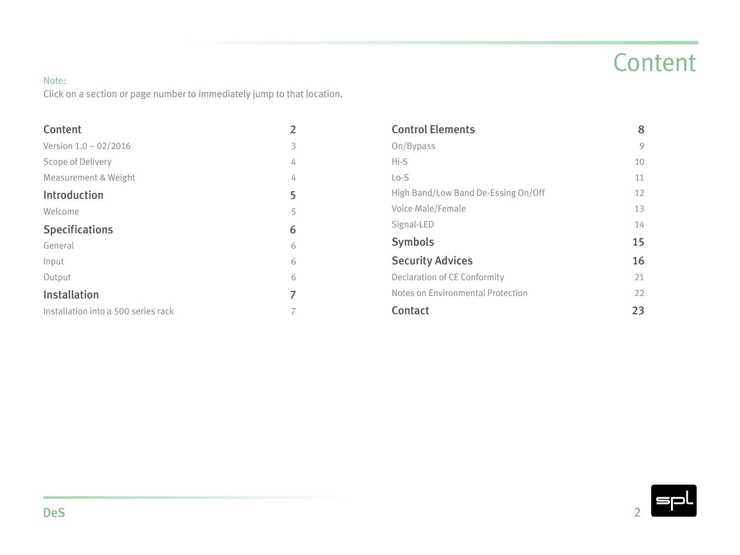# Content

Note:
Click on a section or page number to immediately jump to that location.

| | |
|---|---|
| **Content** | **2** |
| Version 1.0 – 02/2016 | 3 |
| Scope of Delivery | 4 |
| Measurement & Weight | 4 |
| **Introduction** | **5** |
| Welcome | 5 |
| **Specifications** | **6** |
| General | 6 |
| Input | 6 |
| Output | 6 |
| **Installation** | **7** |
| Installation into a 500 series rack | 7 |
| **Control Elements** | **8** |
| On/Bypass | 9 |
| Hi-S | 10 |
| Lo-S | 11 |
| High Band/Low Band De-Essing On/Off | 12 |
| Voice Male/Female | 13 |
| Signal-LED | 14 |
| **Symbols** | **15** |
| **Security Advices** | **16** |
| Declaration of CE Conformity | 21 |
| Notes on Environmental Protection | 22 |
| **Contact** | **23** |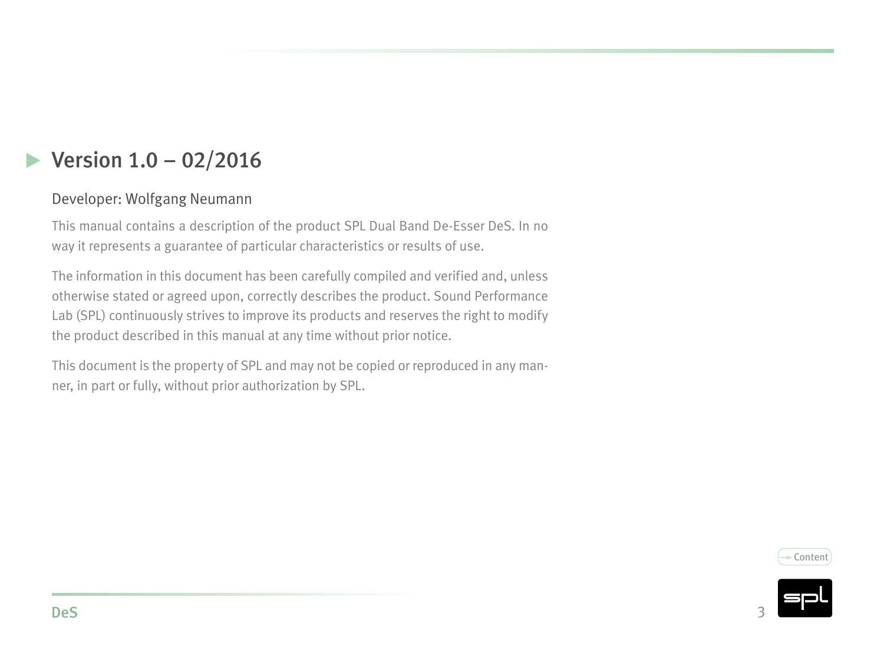# Version 1.0 – 02/2016

Developer: Wolfgang Neumann

This manual contains a description of the product SPL Dual Band De-Esser DeS. In no way it represents a guarantee of particular characteristics or results of use.

The information in this document has been carefully compiled and verified and, unless otherwise stated or agreed upon, correctly describes the product. Sound Performance Lab (SPL) continuously strives to improve its products and reserves the right to modify the product described in this manual at any time without prior notice.

This document is the property of SPL and may not be copied or reproduced in any manner, in part or fully, without prior authorization by SPL.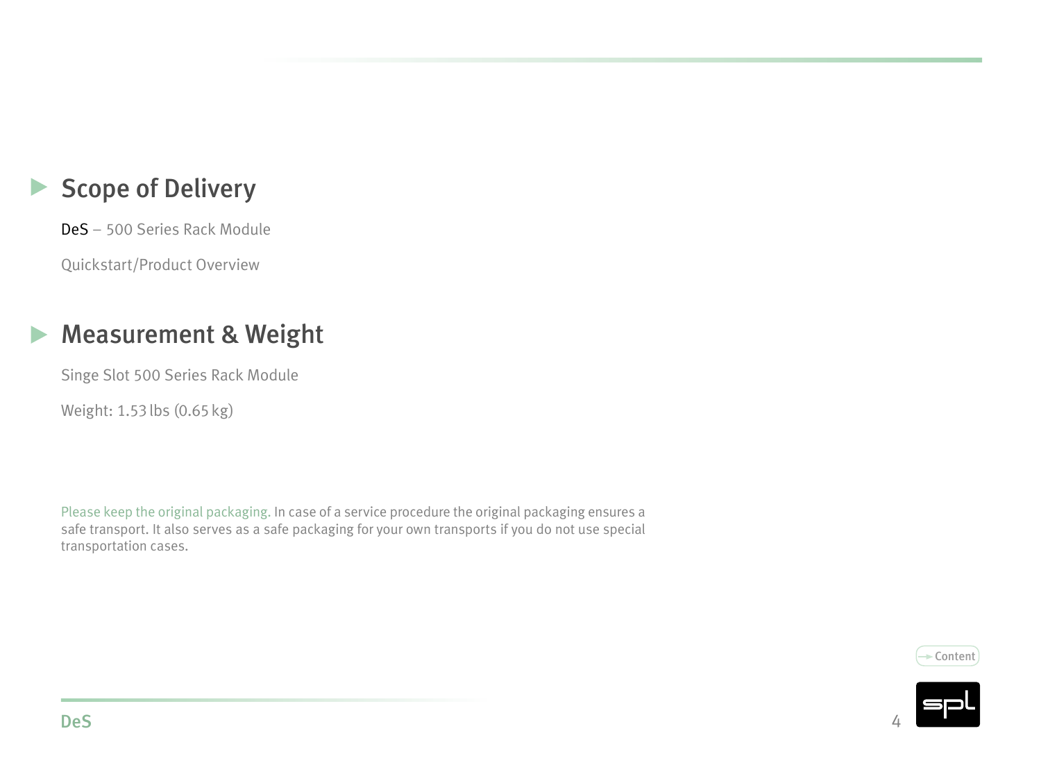## Scope of Delivery

DeS – 500 Series Rack Module

Quickstart/Product Overview

## Measurement & Weight

Singe Slot 500 Series Rack Module

Weight: 1.53 lbs (0.65 kg)

Please keep the original packaging. In case of a service procedure the original packaging ensures a safe transport. It also serves as a safe packaging for your own transports if you do not use special transportation cases.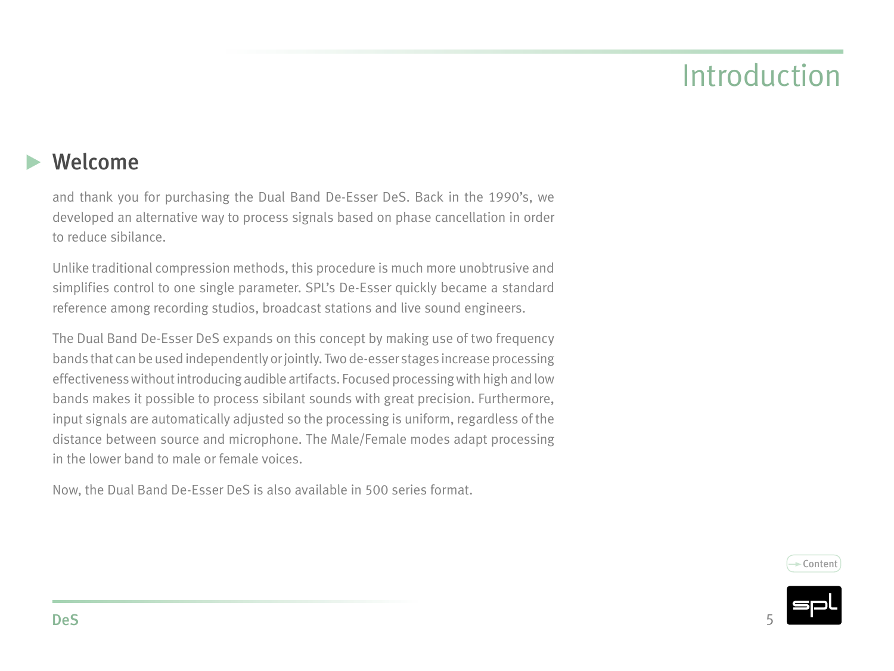# Introduction

## Welcome

and thank you for purchasing the Dual Band De-Esser DeS. Back in the 1990’s, we developed an alternative way to process signals based on phase cancellation in order to reduce sibilance.

Unlike traditional compression methods, this procedure is much more unobtrusive and simplifies control to one single parameter. SPL’s De-Esser quickly became a standard reference among recording studios, broadcast stations and live sound engineers.

The Dual Band De-Esser DeS expands on this concept by making use of two frequency bands that can be used independently or jointly. Two de-esser stages increase processing effectiveness without introducing audible artifacts. Focused processing with high and low bands makes it possible to process sibilant sounds with great precision. Furthermore, input signals are automatically adjusted so the processing is uniform, regardless of the distance between source and microphone. The Male/Female modes adapt processing in the lower band to male or female voices.

Now, the Dual Band De-Esser DeS is also available in 500 series format.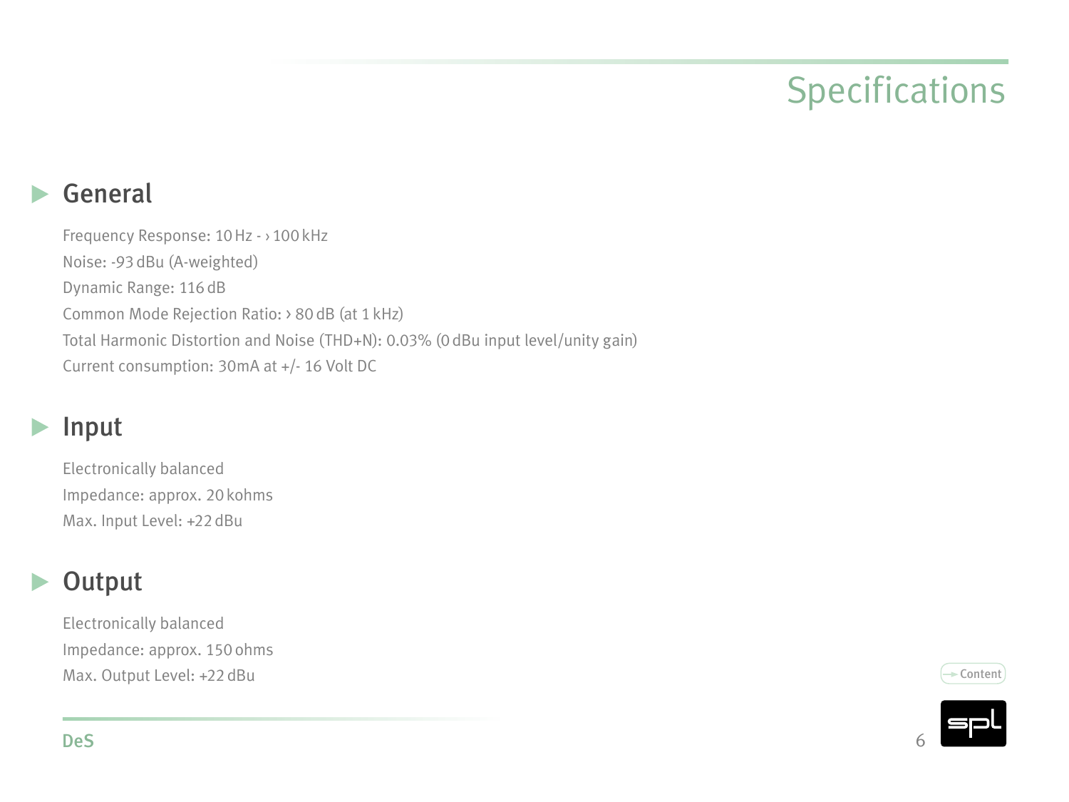# Specifications

## General

Frequency Response: 10 Hz - › 100 kHz

Noise: -93 dBu (A-weighted)

Dynamic Range: 116 dB

Common Mode Rejection Ratio: › 80 dB (at 1 kHz)

Total Harmonic Distortion and Noise (THD+N): 0.03% (0 dBu input level/unity gain)

Current consumption: 30mA at +/- 16 Volt DC

## Input

Electronically balanced

Impedance: approx. 20 kohms

Max. Input Level: +22 dBu

## Output

Electronically balanced

Impedance: approx. 150 ohms

Max. Output Level: +22 dBu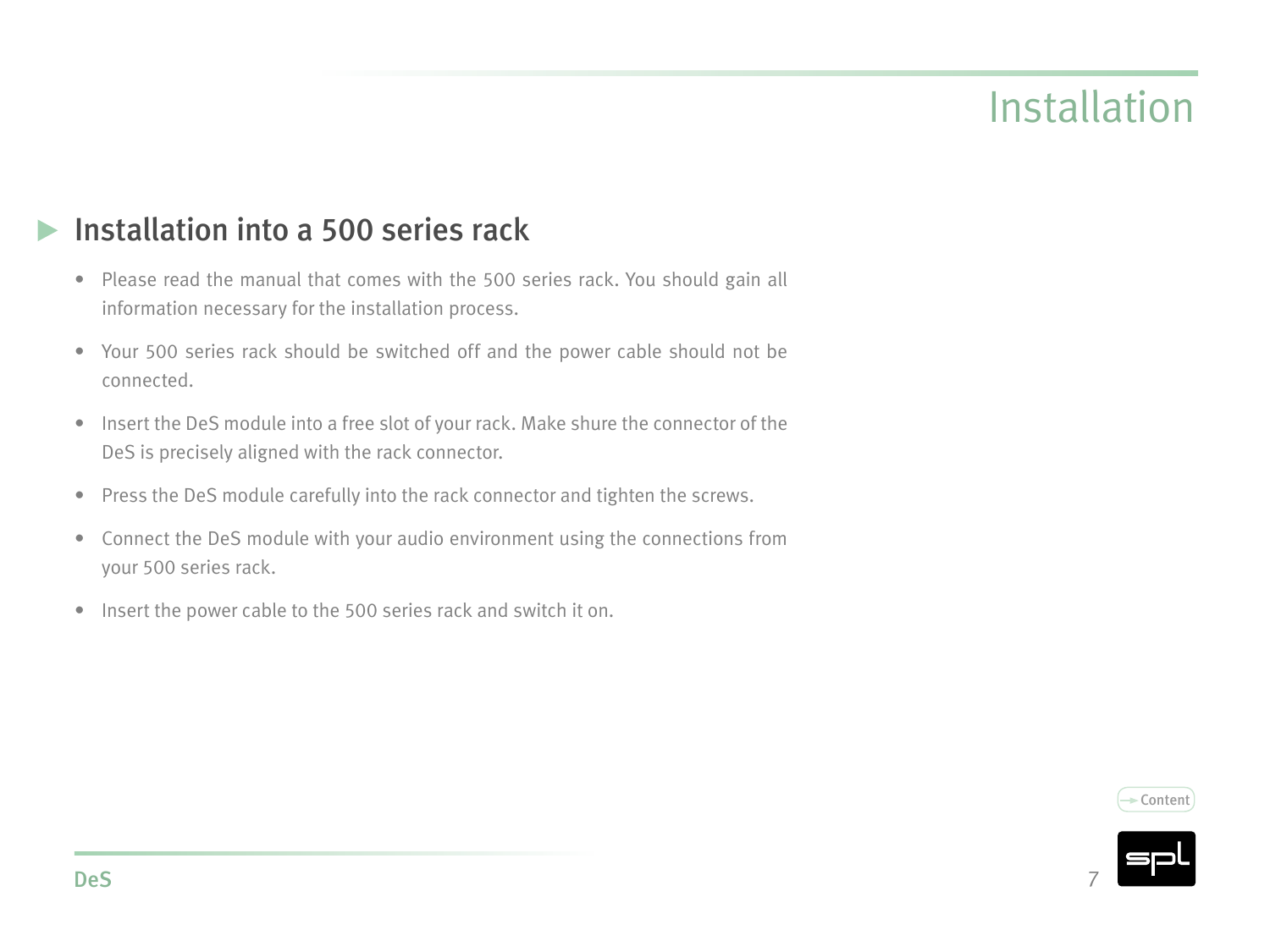# Installation

## Installation into a 500 series rack

- Please read the manual that comes with the 500 series rack. You should gain all information necessary for the installation process.
- Your 500 series rack should be switched off and the power cable should not be connected.
- Insert the DeS module into a free slot of your rack. Make shure the connector of the DeS is precisely aligned with the rack connector.
- Press the DeS module carefully into the rack connector and tighten the screws.
- Connect the DeS module with your audio environment using the connections from your 500 series rack.
- Insert the power cable to the 500 series rack and switch it on.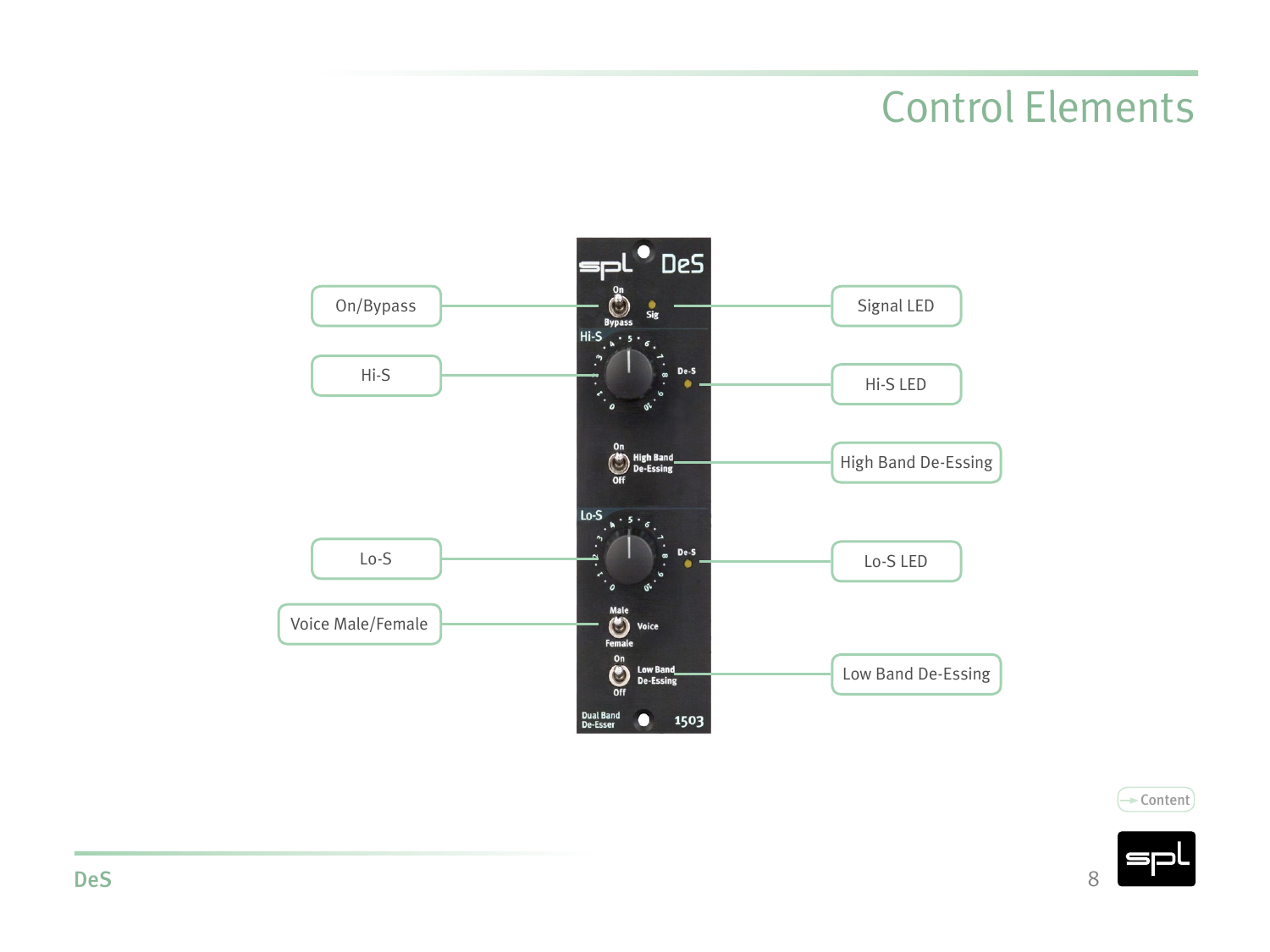# Control Elements

On/Bypass

Hi-S

Lo-S

Voice Male/Female

Signal LED

Hi-S LED

High Band De-Essing

Lo-S LED

Low Band De-Essing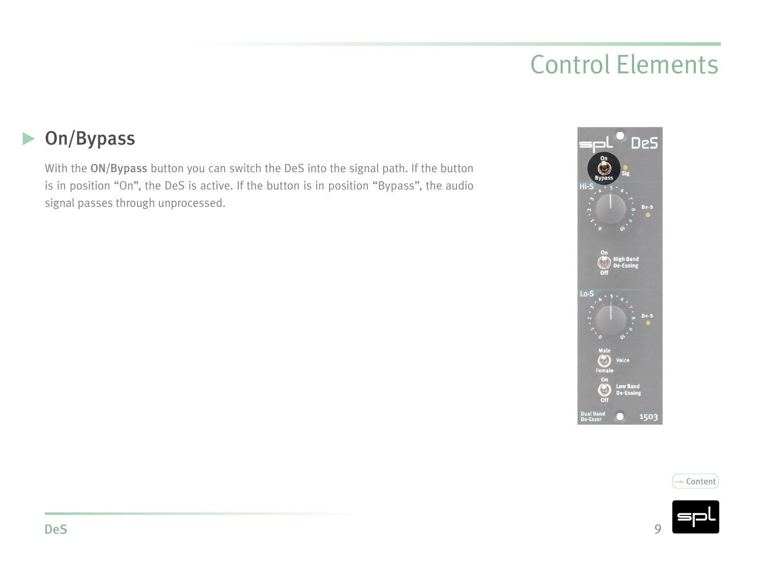# Control Elements

## On/Bypass

With the **ON/Bypass** button you can switch the DeS into the signal path. If the button is in position “On”, the DeS is active. If the button is in position “Bypass”, the audio signal passes through unprocessed.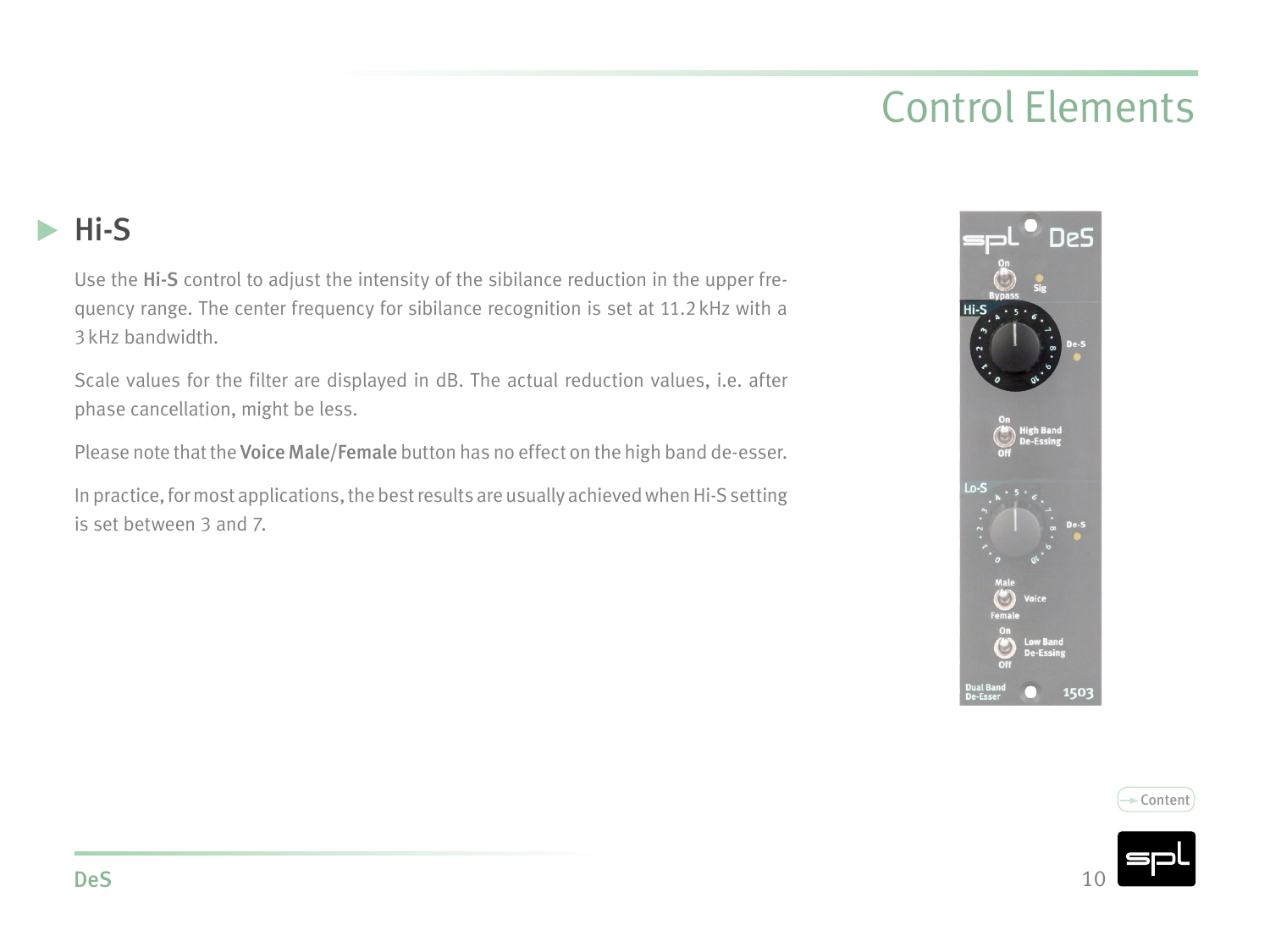# Control Elements

## Hi-S

Use the **Hi-S** control to adjust the intensity of the sibilance reduction in the upper frequency range. The center frequency for sibilance recognition is set at 11.2 kHz with a 3 kHz bandwidth.

Scale values for the filter are displayed in dB. The actual reduction values, i.e. after phase cancellation, might be less.

Please note that the **Voice Male/Female** button has no effect on the high band de-esser.

In practice, for most applications, the best results are usually achieved when Hi-S setting is set between 3 and 7.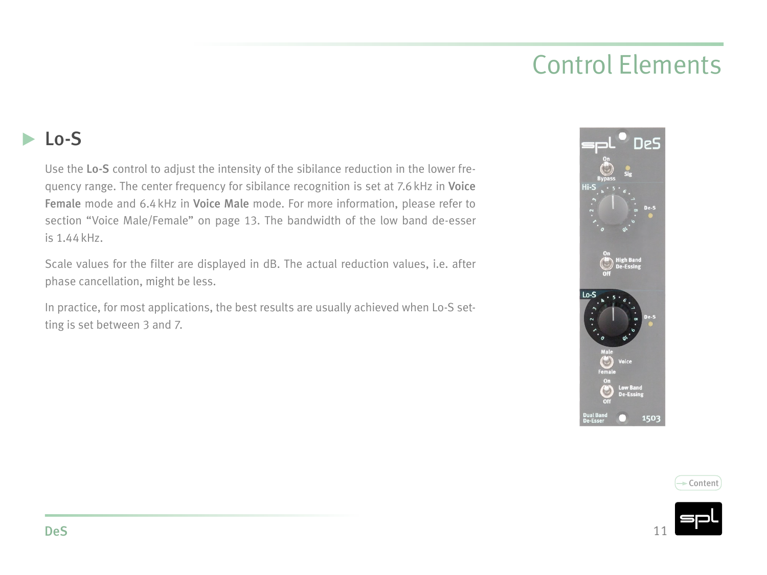# Control Elements

## Lo-S

Use the **Lo-S** control to adjust the intensity of the sibilance reduction in the lower frequency range. The center frequency for sibilance recognition is set at 7.6 kHz in **Voice Female** mode and 6.4 kHz in **Voice Male** mode. For more information, please refer to section “Voice Male/Female” on page 13. The bandwidth of the low band de-esser is 1.44 kHz.

Scale values for the filter are displayed in dB. The actual reduction values, i.e. after phase cancellation, might be less.

In practice, for most applications, the best results are usually achieved when Lo-S setting is set between 3 and 7.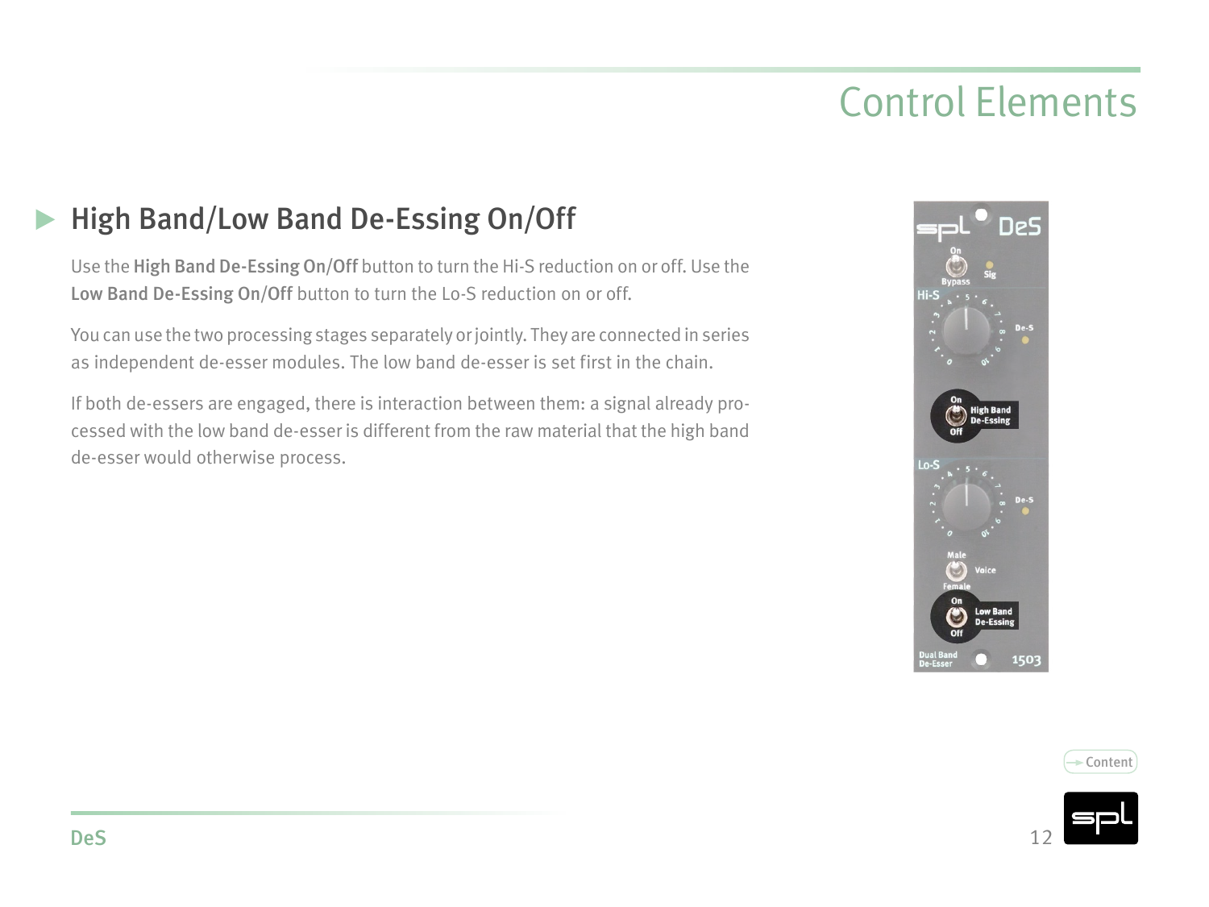# Control Elements

## High Band/Low Band De-Essing On/Off

Use the **High Band De-Essing On/Off** button to turn the Hi-S reduction on or off. Use the **Low Band De-Essing On/Off** button to turn the Lo-S reduction on or off.

You can use the two processing stages separately or jointly. They are connected in series as independent de-esser modules. The low band de-esser is set first in the chain.

If both de-essers are engaged, there is interaction between them: a signal already processed with the low band de-esser is different from the raw material that the high band de-esser would otherwise process.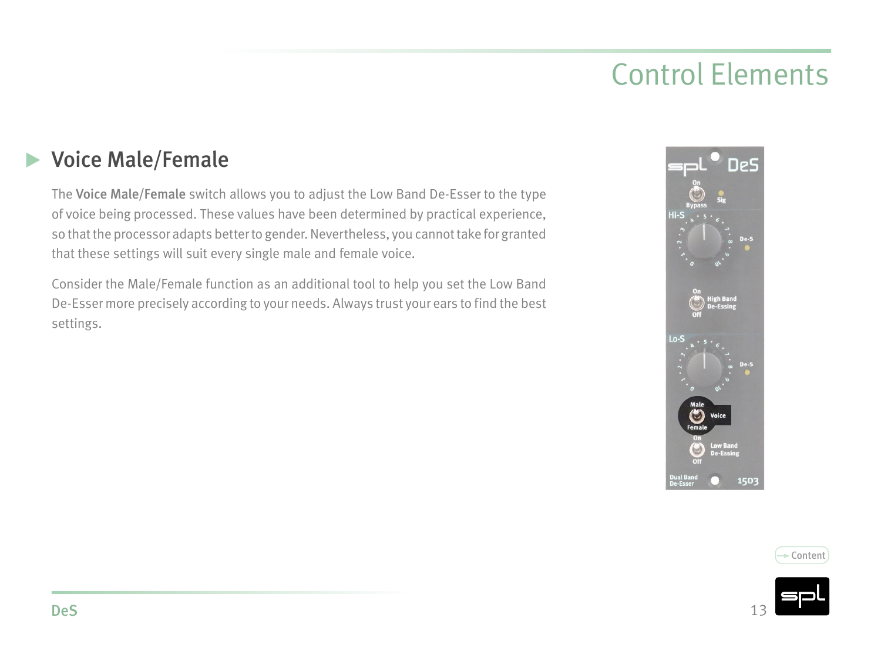## Voice Male/Female

The **Voice Male/Female** switch allows you to adjust the Low Band De-Esser to the type of voice being processed. These values have been determined by practical experience, so that the processor adapts better to gender. Nevertheless, you cannot take for granted that these settings will suit every single male and female voice.

Consider the Male/Female function as an additional tool to help you set the Low Band De-Esser more precisely according to your needs. Always trust your ears to find the best settings.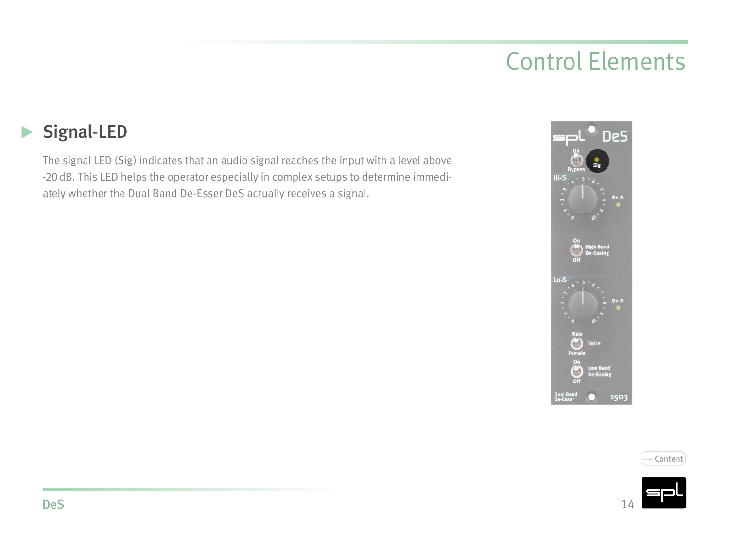# Control Elements

## Signal-LED

The signal LED (Sig) indicates that an audio signal reaches the input with a level above -20 dB. This LED helps the operator especially in complex setups to determine immediately whether the Dual Band De-Esser DeS actually receives a signal.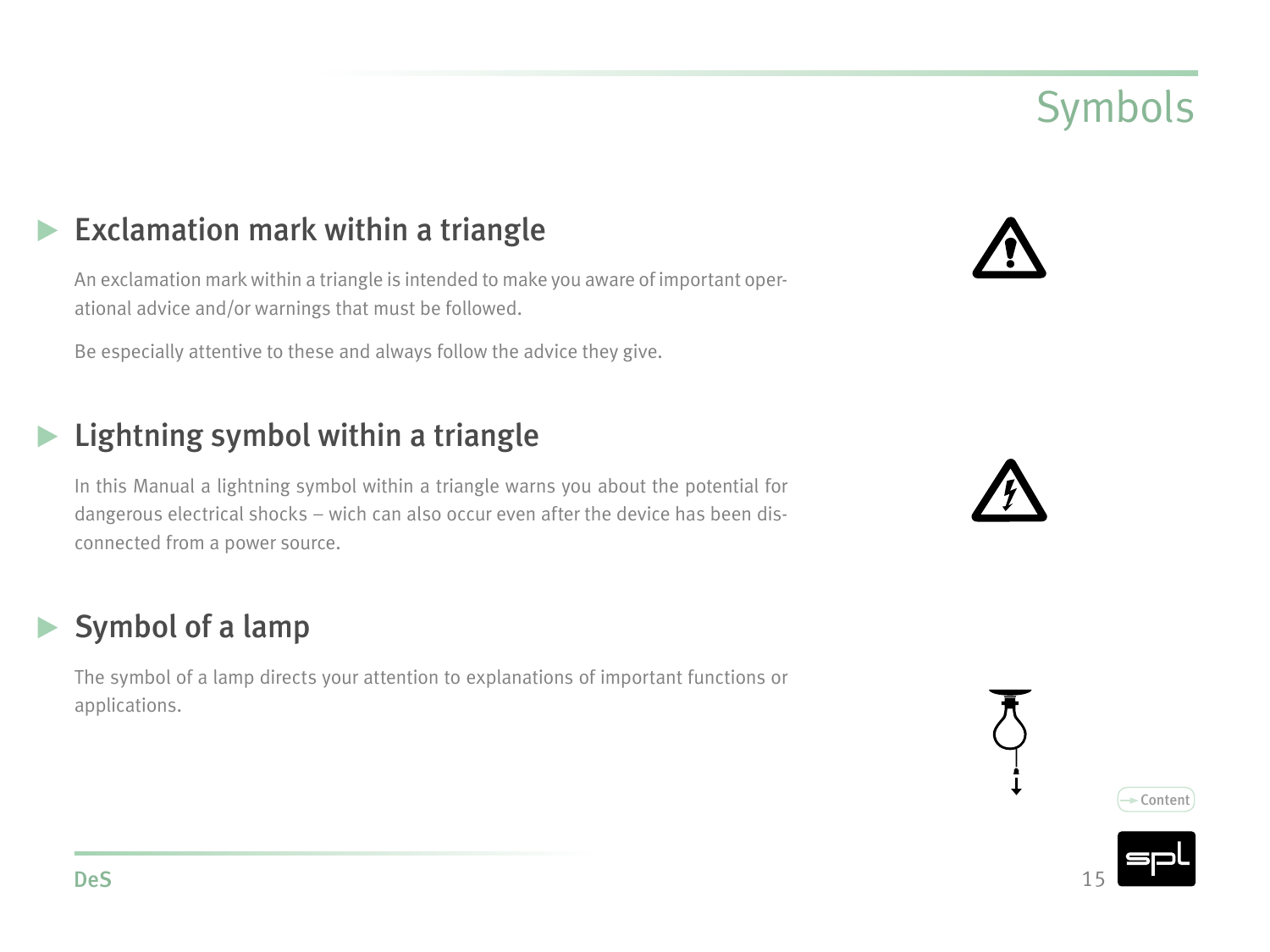# Symbols

## Exclamation mark within a triangle

An exclamation mark within a triangle is intended to make you aware of important operational advice and/or warnings that must be followed.

Be especially attentive to these and always follow the advice they give.

## Lightning symbol within a triangle

In this Manual a lightning symbol within a triangle warns you about the potential for dangerous electrical shocks – wich can also occur even after the device has been disconnected from a power source.

## Symbol of a lamp

The symbol of a lamp directs your attention to explanations of important functions or applications.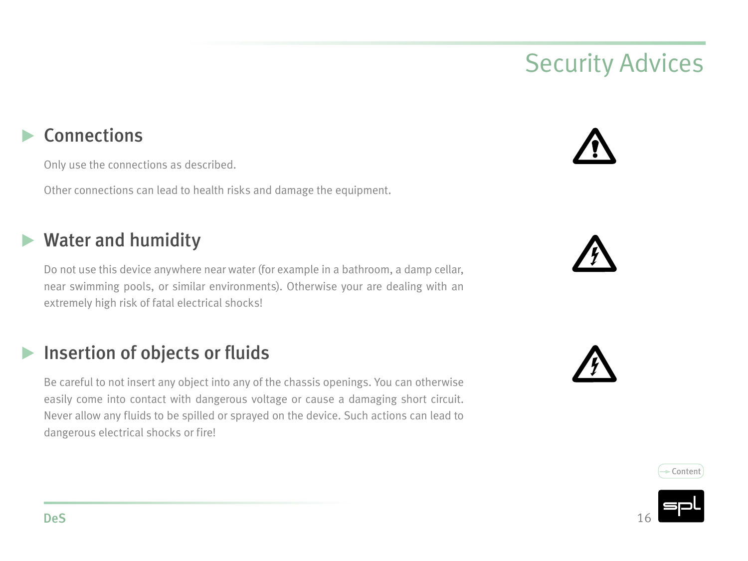# Security Advices

## Connections

Only use the connections as described.

Other connections can lead to health risks and damage the equipment.

## Water and humidity

Do not use this device anywhere near water (for example in a bathroom, a damp cellar, near swimming pools, or similar environments). Otherwise your are dealing with an extremely high risk of fatal electrical shocks!

## Insertion of objects or fluids

Be careful to not insert any object into any of the chassis openings. You can otherwise easily come into contact with dangerous voltage or cause a damaging short circuit. Never allow any fluids to be spilled or sprayed on the device. Such actions can lead to dangerous electrical shocks or fire!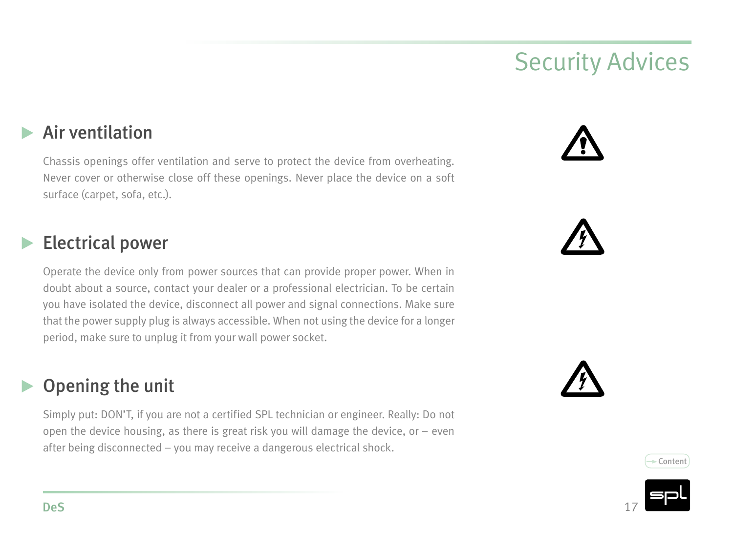# Security Advices

## Air ventilation

Chassis openings offer ventilation and serve to protect the device from overheating. Never cover or otherwise close off these openings. Never place the device on a soft surface (carpet, sofa, etc.).

## Electrical power

Operate the device only from power sources that can provide proper power. When in doubt about a source, contact your dealer or a professional electrician. To be certain you have isolated the device, disconnect all power and signal connections. Make sure that the power supply plug is always accessible. When not using the device for a longer period, make sure to unplug it from your wall power socket.

## Opening the unit

Simply put: DON'T, if you are not a certified SPL technician or engineer. Really: Do not open the device housing, as there is great risk you will damage the device, or – even after being disconnected – you may receive a dangerous electrical shock.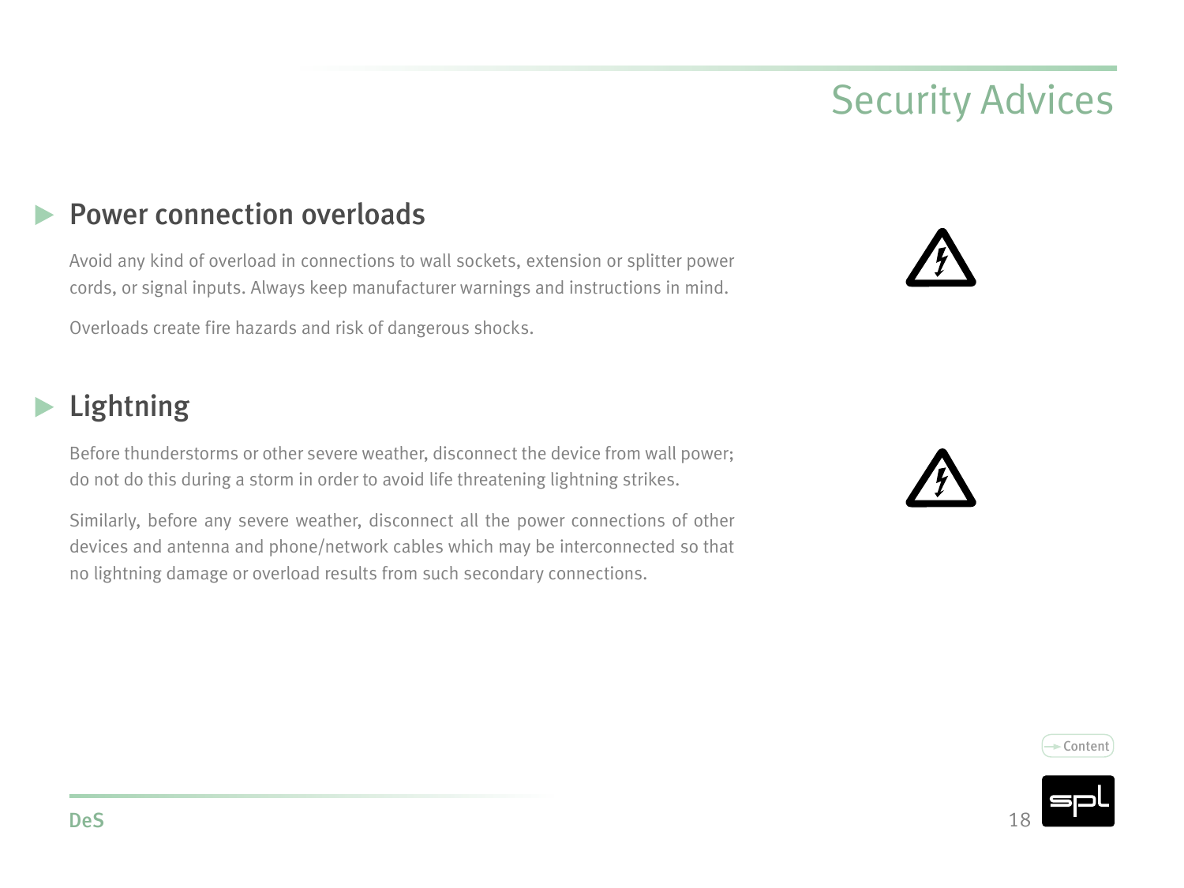# Security Advices

## Power connection overloads

Avoid any kind of overload in connections to wall sockets, extension or splitter power cords, or signal inputs. Always keep manufacturer warnings and instructions in mind.

Overloads create fire hazards and risk of dangerous shocks.

## Lightning

Before thunderstorms or other severe weather, disconnect the device from wall power; do not do this during a storm in order to avoid life threatening lightning strikes.

Similarly, before any severe weather, disconnect all the power connections of other devices and antenna and phone/network cables which may be interconnected so that no lightning damage or overload results from such secondary connections.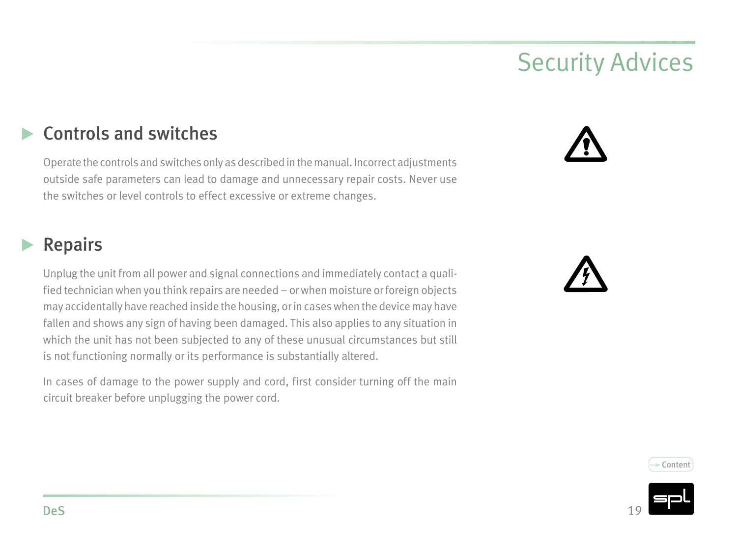# Security Advices

## Controls and switches

Operate the controls and switches only as described in the manual. Incorrect adjustments outside safe parameters can lead to damage and unnecessary repair costs. Never use the switches or level controls to effect excessive or extreme changes.

## Repairs

Unplug the unit from all power and signal connections and immediately contact a qualified technician when you think repairs are needed – or when moisture or foreign objects may accidentally have reached inside the housing, or in cases when the device may have fallen and shows any sign of having been damaged. This also applies to any situation in which the unit has not been subjected to any of these unusual circumstances but still is not functioning normally or its performance is substantially altered.

In cases of damage to the power supply and cord, first consider turning off the main circuit breaker before unplugging the power cord.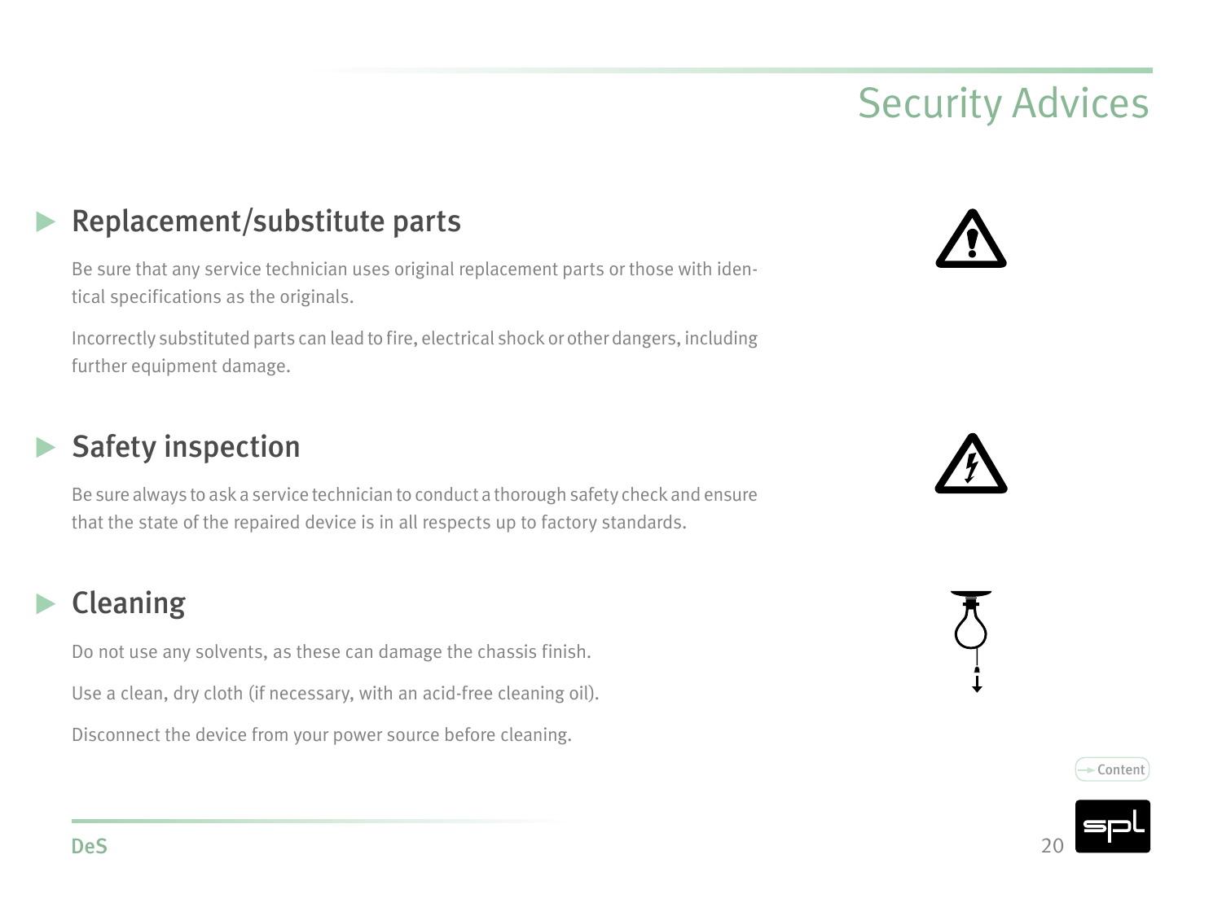# Security Advices

## Replacement/substitute parts

Be sure that any service technician uses original replacement parts or those with identical specifications as the originals.

Incorrectly substituted parts can lead to fire, electrical shock or other dangers, including further equipment damage.

## Safety inspection

Be sure always to ask a service technician to conduct a thorough safety check and ensure that the state of the repaired device is in all respects up to factory standards.

## Cleaning

Do not use any solvents, as these can damage the chassis finish.

Use a clean, dry cloth (if necessary, with an acid-free cleaning oil).

Disconnect the device from your power source before cleaning.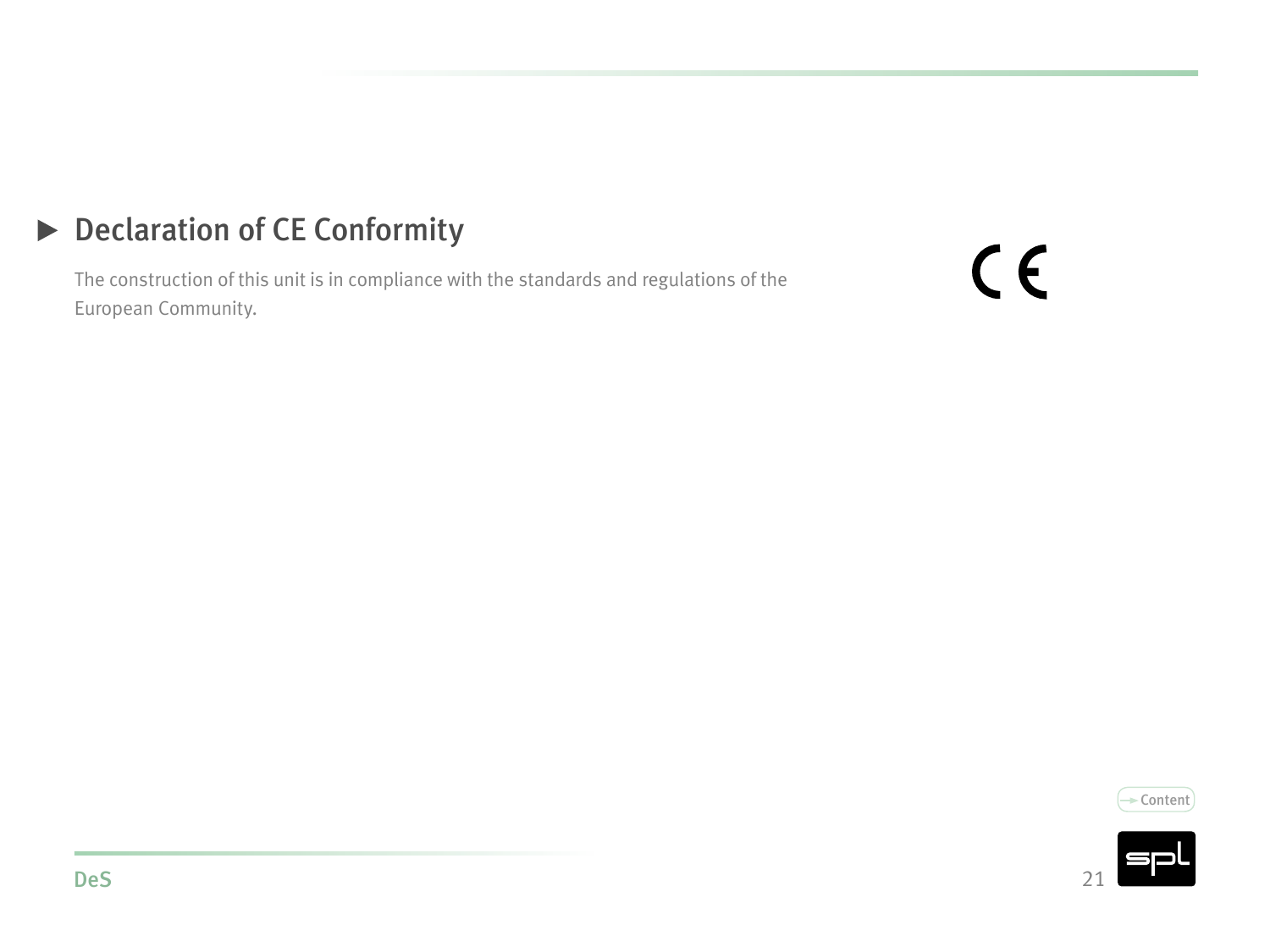## Declaration of CE Conformity

The construction of this unit is in compliance with the standards and regulations of the European Community.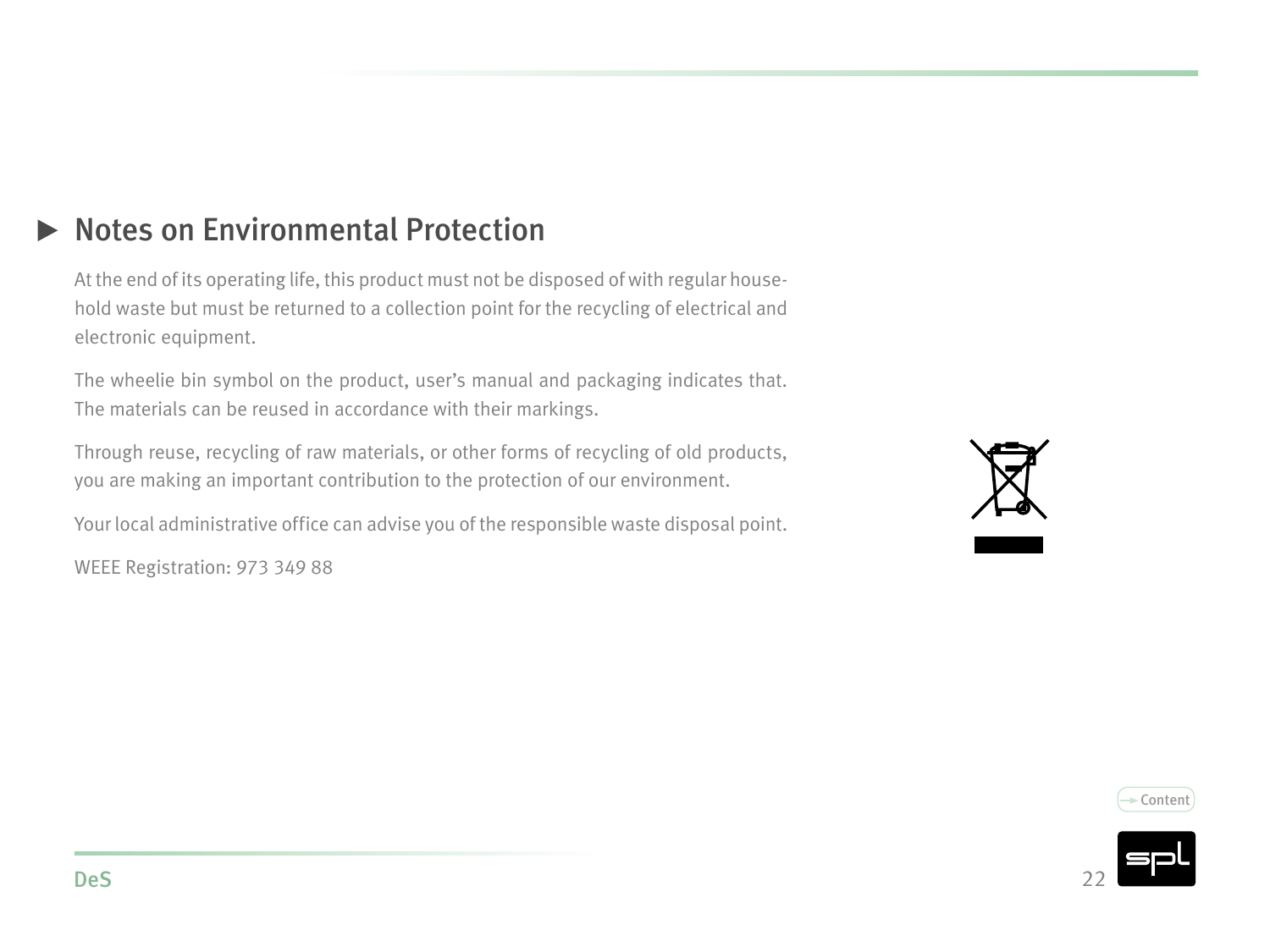## Notes on Environmental Protection

At the end of its operating life, this product must not be disposed of with regular household waste but must be returned to a collection point for the recycling of electrical and electronic equipment.

The wheelie bin symbol on the product, user's manual and packaging indicates that. The materials can be reused in accordance with their markings.

Through reuse, recycling of raw materials, or other forms of recycling of old products, you are making an important contribution to the protection of our environment.

Your local administrative office can advise you of the responsible waste disposal point.

WEEE Registration: 973 349 88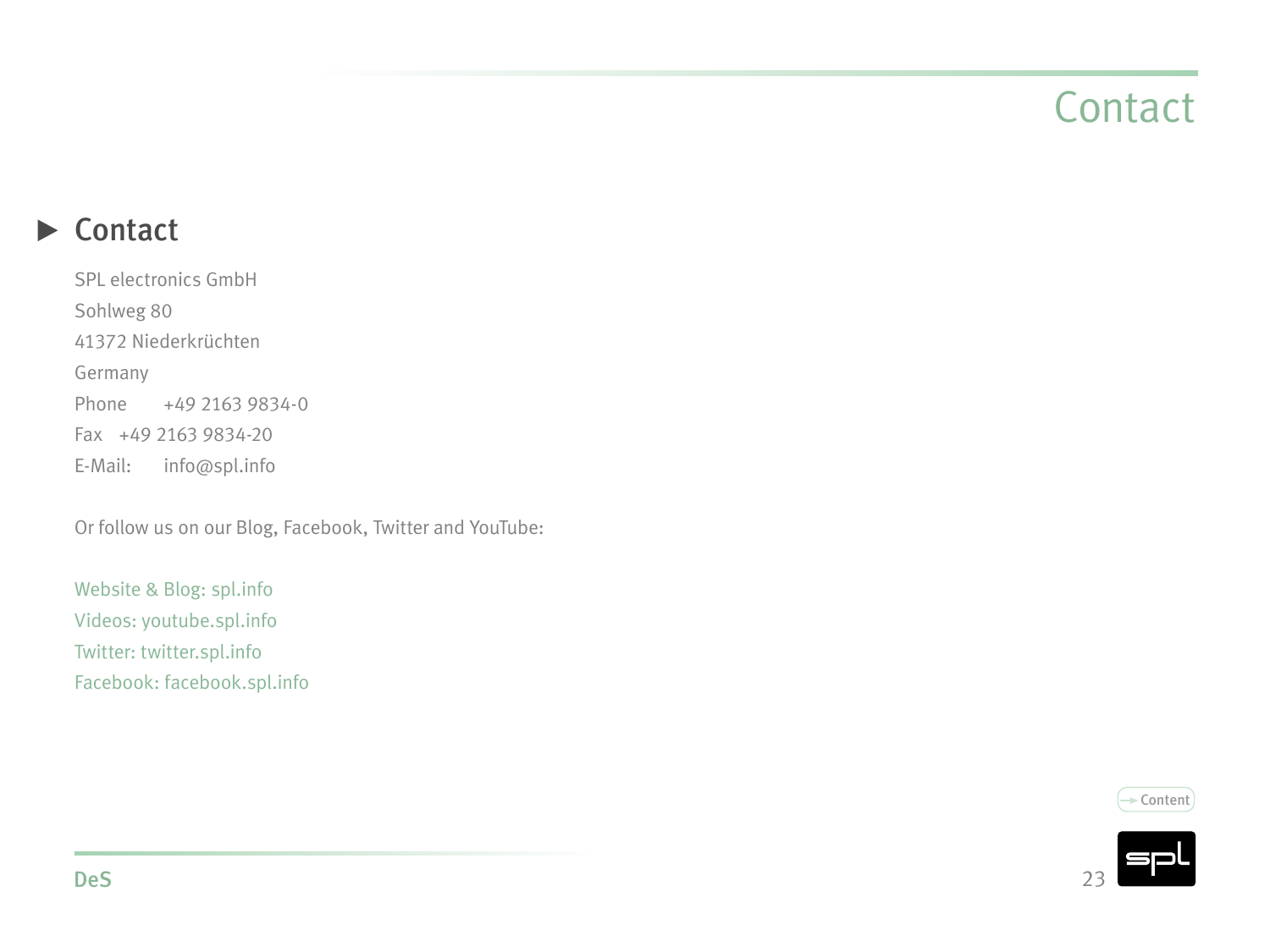## Contact

SPL electronics GmbH
Sohlweg 80
41372 Niederkrüchten
Germany
Phone +49 2163 9834-0
Fax +49 2163 9834-20
E-Mail: info@spl.info

Or follow us on our Blog, Facebook, Twitter and YouTube:

Website & Blog: spl.info
Videos: youtube.spl.info
Twitter: twitter.spl.info
Facebook: facebook.spl.info